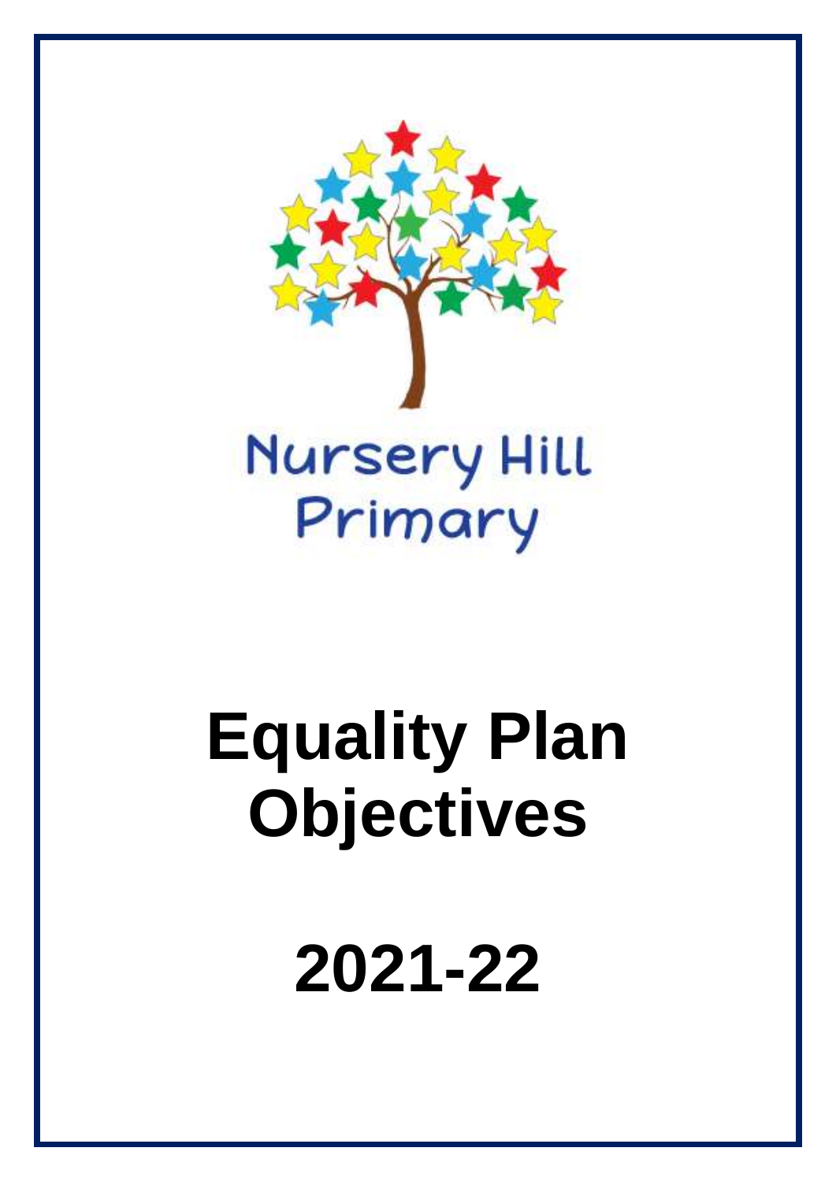Nursery Hill Primary

# Equality Plan Objectives

# 2021-22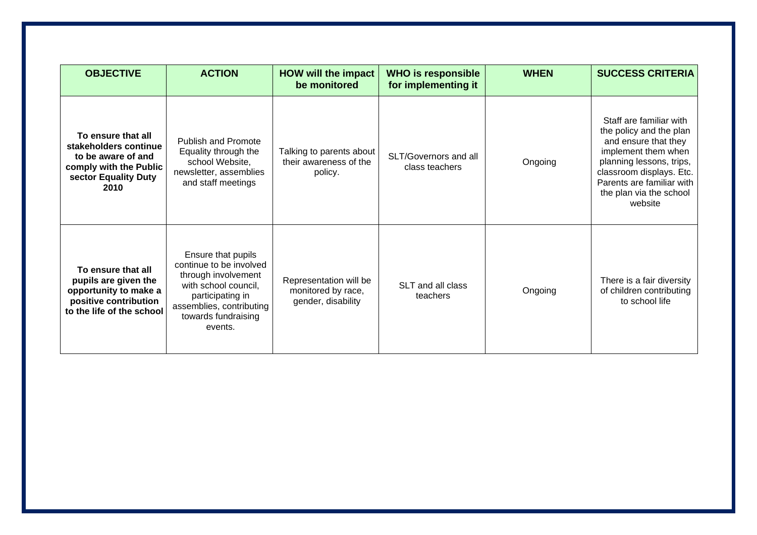| OBJECTIVE | ACTION | HOW will the impact be monitored | WHO is responsible for implementing it | WHEN | SUCCESS CRITERIA |
|---|---|---|---|---|---|
| **To ensure that all stakeholders continue to be aware of and comply with the Public sector Equality Duty 2010** | Publish and Promote Equality through the school Website, newsletter, assemblies and staff meetings | Talking to parents about their awareness of the policy. | SLT/Governors and all class teachers | Ongoing | Staff are familiar with the policy and the plan and ensure that they implement them when planning lessons, trips, classroom displays. Etc. Parents are familiar with the plan via the school website |
| **To ensure that all pupils are given the opportunity to make a positive contribution to the life of the school** | Ensure that pupils continue to be involved through involvement with school council, participating in assemblies, contributing towards fundraising events. | Representation will be monitored by race, gender, disability | SLT and all class teachers | Ongoing | There is a fair diversity of children contributing to school life |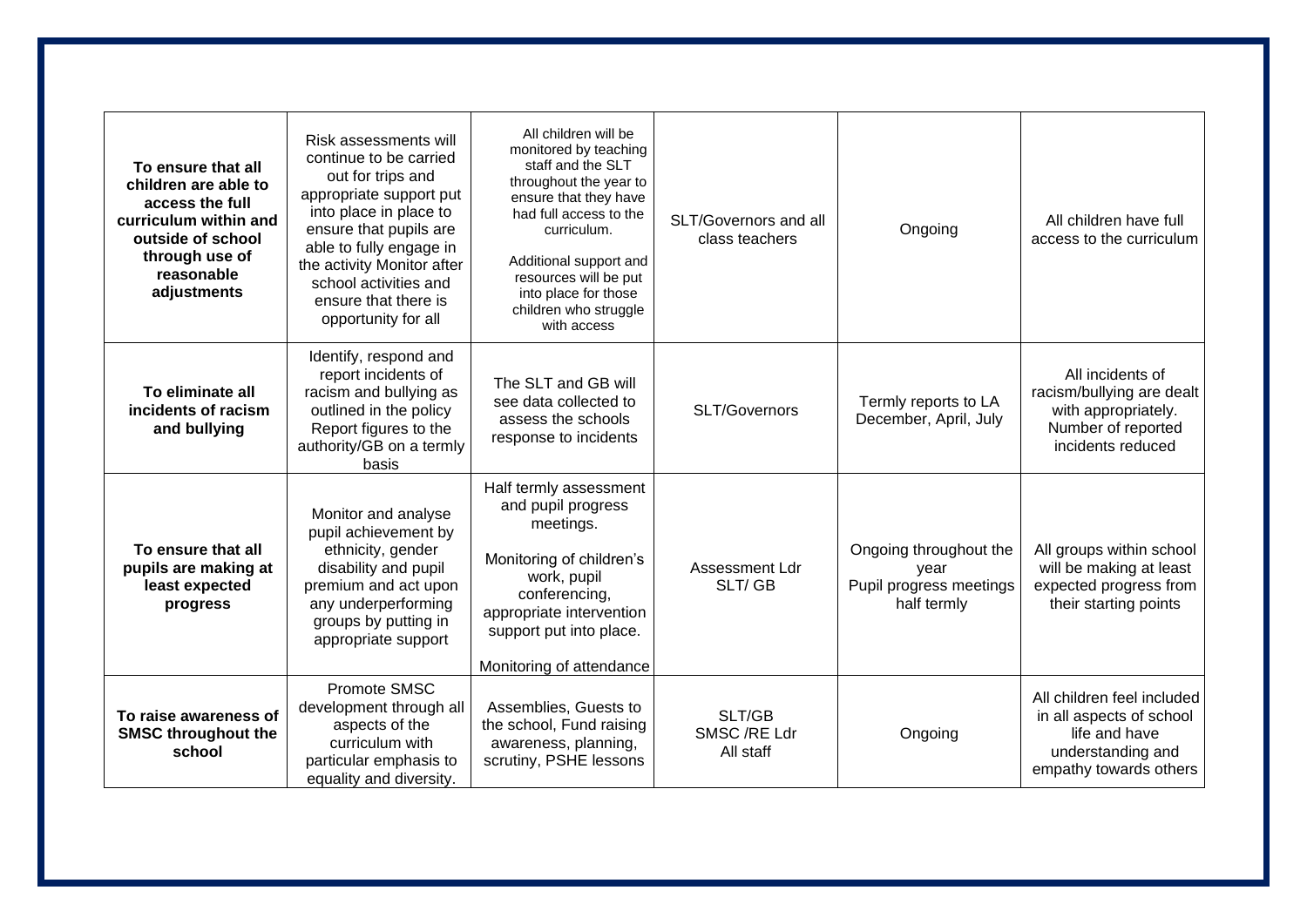| **To ensure that all children are able to access the full curriculum within and outside of school through use of reasonable adjustments** | Risk assessments will continue to be carried out for trips and appropriate support put into place in place to ensure that pupils are able to fully engage in the activity Monitor after school activities and ensure that there is opportunity for all | All children will be monitored by teaching staff and the SLT throughout the year to ensure that they have had full access to the curriculum.<br><br>Additional support and resources will be put into place for those children who struggle with access | SLT/Governors and all class teachers | Ongoing | All children have full access to the curriculum |
|---|---|---|---|---|---|
| **To eliminate all incidents of racism and bullying** | Identify, respond and report incidents of racism and bullying as outlined in the policy Report figures to the authority/GB on a termly basis | The SLT and GB will see data collected to assess the schools response to incidents | SLT/Governors | Termly reports to LA December, April, July | All incidents of racism/bullying are dealt with appropriately. Number of reported incidents reduced |
| **To ensure that all pupils are making at least expected progress** | Monitor and analyse pupil achievement by ethnicity, gender disability and pupil premium and act upon any underperforming groups by putting in appropriate support | Half termly assessment and pupil progress meetings.<br><br>Monitoring of children's work, pupil conferencing, appropriate intervention support put into place.<br><br>Monitoring of attendance | Assessment Ldr<br>SLT/ GB | Ongoing throughout the year<br>Pupil progress meetings half termly | All groups within school will be making at least expected progress from their starting points |
| **To raise awareness of SMSC throughout the school** | Promote SMSC development through all aspects of the curriculum with particular emphasis to equality and diversity. | Assemblies, Guests to the school, Fund raising awareness, planning, scrutiny, PSHE lessons | SLT/GB<br>SMSC /RE Ldr<br>All staff | Ongoing | All children feel included in all aspects of school life and have understanding and empathy towards others |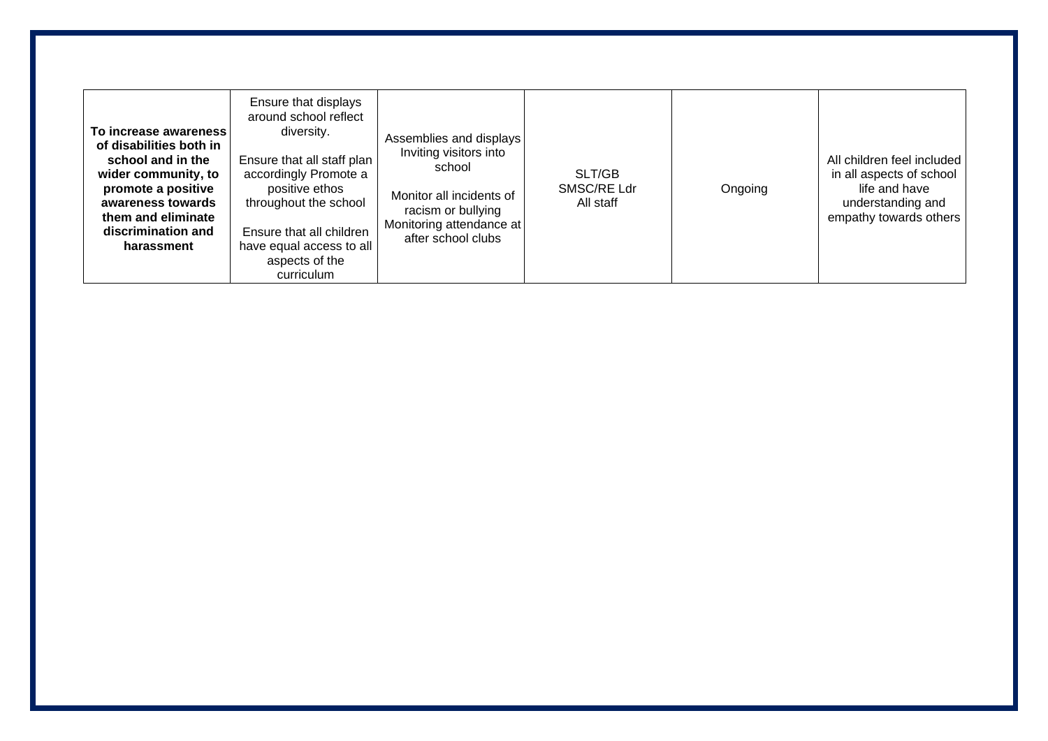| | | | | | |
|---|---|---|---|---|---|
| **To increase awareness of disabilities both in school and in the wider community, to promote a positive awareness towards them and eliminate discrimination and harassment** | Ensure that displays around school reflect diversity.<br><br>Ensure that all staff plan accordingly Promote a positive ethos throughout the school<br><br>Ensure that all children have equal access to all aspects of the curriculum | Assemblies and displays Inviting visitors into school<br><br>Monitor all incidents of racism or bullying Monitoring attendance at after school clubs | SLT/GB<br>SMSC/RE Ldr<br>All staff | Ongoing | All children feel included in all aspects of school life and have understanding and empathy towards others |